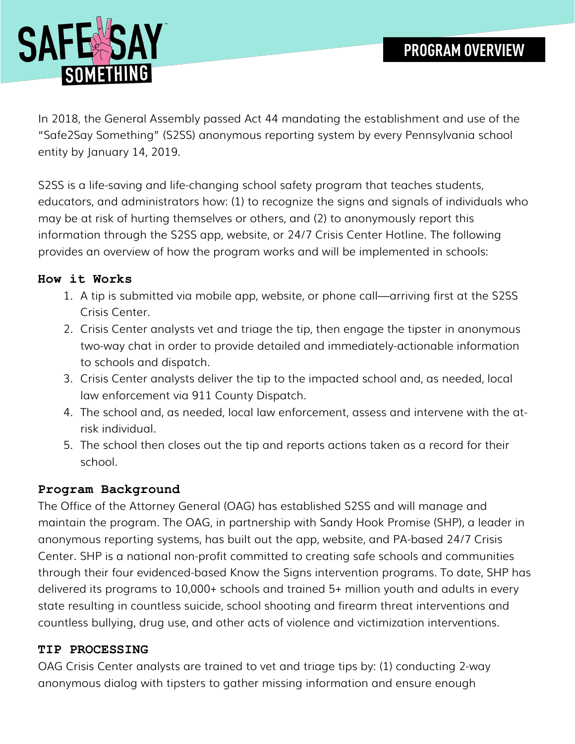# SAFE2SAY SOMETHING

## PROGRAM OVERVIEW

In 2018, the General Assembly passed Act 44 mandating the establishment and use of the "Safe2Say Something" (S2SS) anonymous reporting system by every Pennsylvania school entity by January 14, 2019.

S2SS is a life-saving and life-changing school safety program that teaches students, educators, and administrators how: (1) to recognize the signs and signals of individuals who may be at risk of hurting themselves or others, and (2) to anonymously report this information through the S2SS app, website, or 24/7 Crisis Center Hotline. The following provides an overview of how the program works and will be implemented in schools:

### How it Works

1. A tip is submitted via mobile app, website, or phone call—arriving first at the S2SS Crisis Center.
2. Crisis Center analysts vet and triage the tip, then engage the tipster in anonymous two-way chat in order to provide detailed and immediately-actionable information to schools and dispatch.
3. Crisis Center analysts deliver the tip to the impacted school and, as needed, local law enforcement via 911 County Dispatch.
4. The school and, as needed, local law enforcement, assess and intervene with the at-risk individual.
5. The school then closes out the tip and reports actions taken as a record for their school.

### Program Background

The Office of the Attorney General (OAG) has established S2SS and will manage and maintain the program. The OAG, in partnership with Sandy Hook Promise (SHP), a leader in anonymous reporting systems, has built out the app, website, and PA-based 24/7 Crisis Center. SHP is a national non-profit committed to creating safe schools and communities through their four evidenced-based Know the Signs intervention programs. To date, SHP has delivered its programs to 10,000+ schools and trained 5+ million youth and adults in every state resulting in countless suicide, school shooting and firearm threat interventions and countless bullying, drug use, and other acts of violence and victimization interventions.

### TIP PROCESSING

OAG Crisis Center analysts are trained to vet and triage tips by: (1) conducting 2-way anonymous dialog with tipsters to gather missing information and ensure enough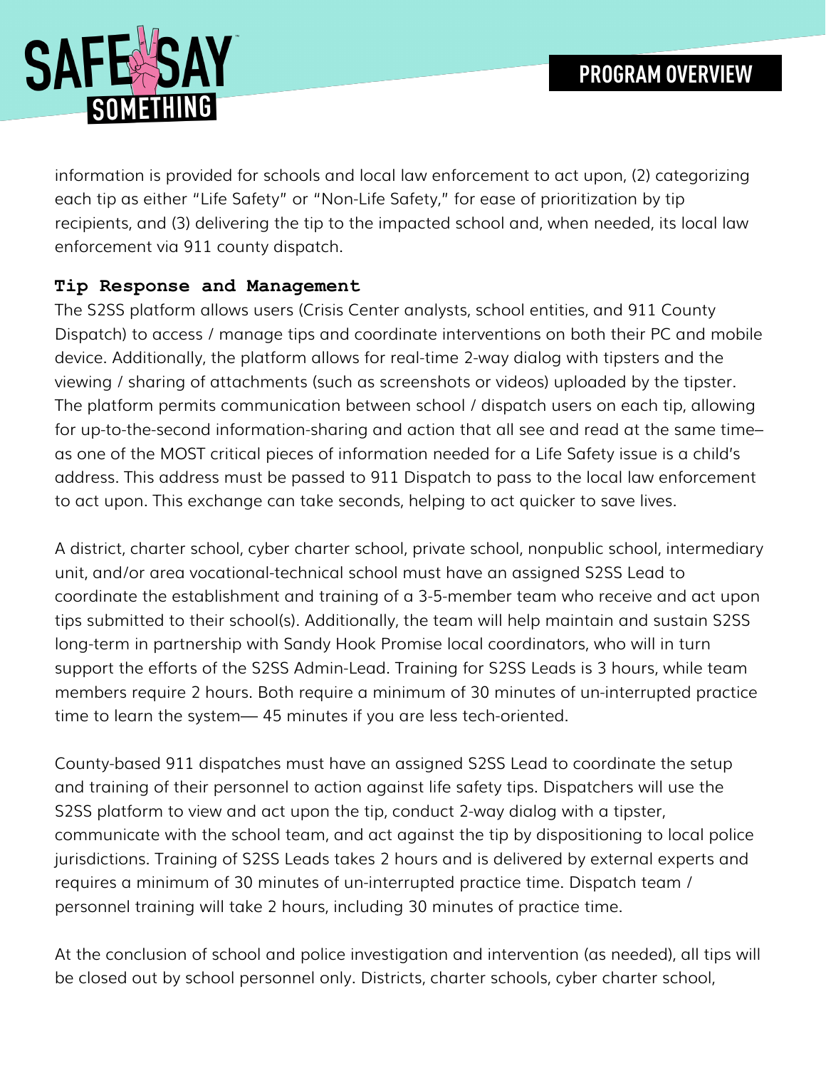information is provided for schools and local law enforcement to act upon, (2) categorizing each tip as either "Life Safety" or "Non-Life Safety," for ease of prioritization by tip recipients, and (3) delivering the tip to the impacted school and, when needed, its local law enforcement via 911 county dispatch.

### Tip Response and Management

The S2SS platform allows users (Crisis Center analysts, school entities, and 911 County Dispatch) to access / manage tips and coordinate interventions on both their PC and mobile device. Additionally, the platform allows for real-time 2-way dialog with tipsters and the viewing / sharing of attachments (such as screenshots or videos) uploaded by the tipster. The platform permits communication between school / dispatch users on each tip, allowing for up-to-the-second information-sharing and action that all see and read at the same time– as one of the MOST critical pieces of information needed for a Life Safety issue is a child's address. This address must be passed to 911 Dispatch to pass to the local law enforcement to act upon. This exchange can take seconds, helping to act quicker to save lives.

A district, charter school, cyber charter school, private school, nonpublic school, intermediary unit, and/or area vocational-technical school must have an assigned S2SS Lead to coordinate the establishment and training of a 3-5-member team who receive and act upon tips submitted to their school(s). Additionally, the team will help maintain and sustain S2SS long-term in partnership with Sandy Hook Promise local coordinators, who will in turn support the efforts of the S2SS Admin-Lead. Training for S2SS Leads is 3 hours, while team members require 2 hours. Both require a minimum of 30 minutes of un-interrupted practice time to learn the system— 45 minutes if you are less tech-oriented.

County-based 911 dispatches must have an assigned S2SS Lead to coordinate the setup and training of their personnel to action against life safety tips. Dispatchers will use the S2SS platform to view and act upon the tip, conduct 2-way dialog with a tipster, communicate with the school team, and act against the tip by dispositioning to local police jurisdictions. Training of S2SS Leads takes 2 hours and is delivered by external experts and requires a minimum of 30 minutes of un-interrupted practice time. Dispatch team / personnel training will take 2 hours, including 30 minutes of practice time.

At the conclusion of school and police investigation and intervention (as needed), all tips will be closed out by school personnel only. Districts, charter schools, cyber charter school,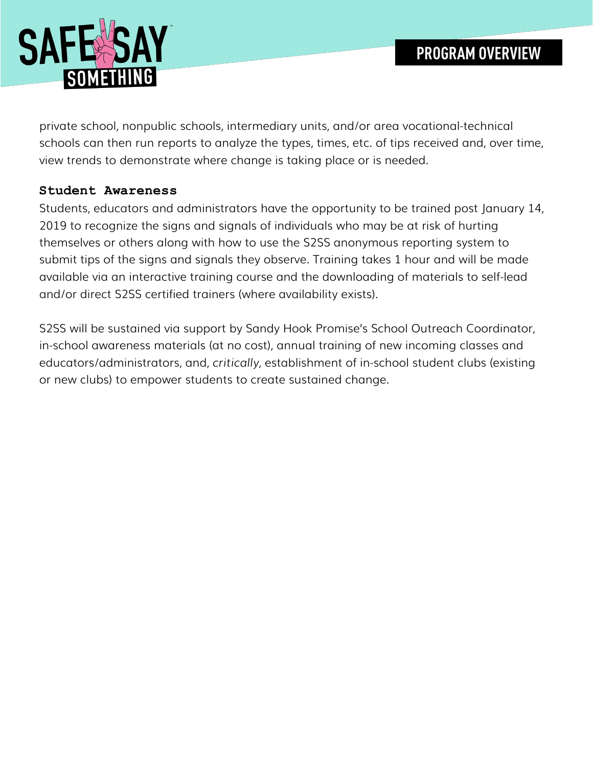private school, nonpublic schools, intermediary units, and/or area vocational-technical schools can then run reports to analyze the types, times, etc. of tips received and, over time, view trends to demonstrate where change is taking place or is needed.

### Student Awareness

Students, educators and administrators have the opportunity to be trained post January 14, 2019 to recognize the signs and signals of individuals who may be at risk of hurting themselves or others along with how to use the S2SS anonymous reporting system to submit tips of the signs and signals they observe. Training takes 1 hour and will be made available via an interactive training course and the downloading of materials to self-lead and/or direct S2SS certified trainers (where availability exists).

S2SS will be sustained via support by Sandy Hook Promise's School Outreach Coordinator, in-school awareness materials (at no cost), annual training of new incoming classes and educators/administrators, and, *critically,* establishment of in-school student clubs (existing or new clubs) to empower students to create sustained change.